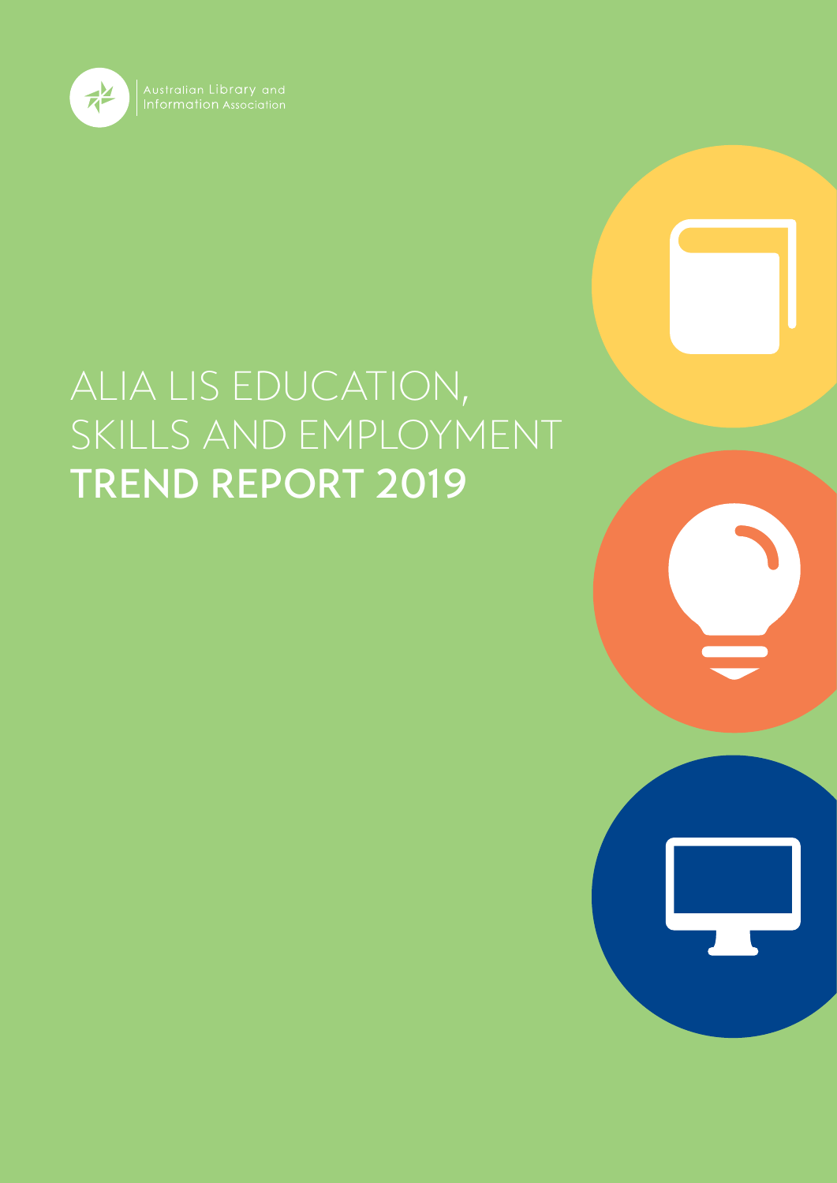Australian Library and Information Association

# ALIA LIS EDUCATION, SKILLS AND EMPLOYMENT TREND REPORT 2019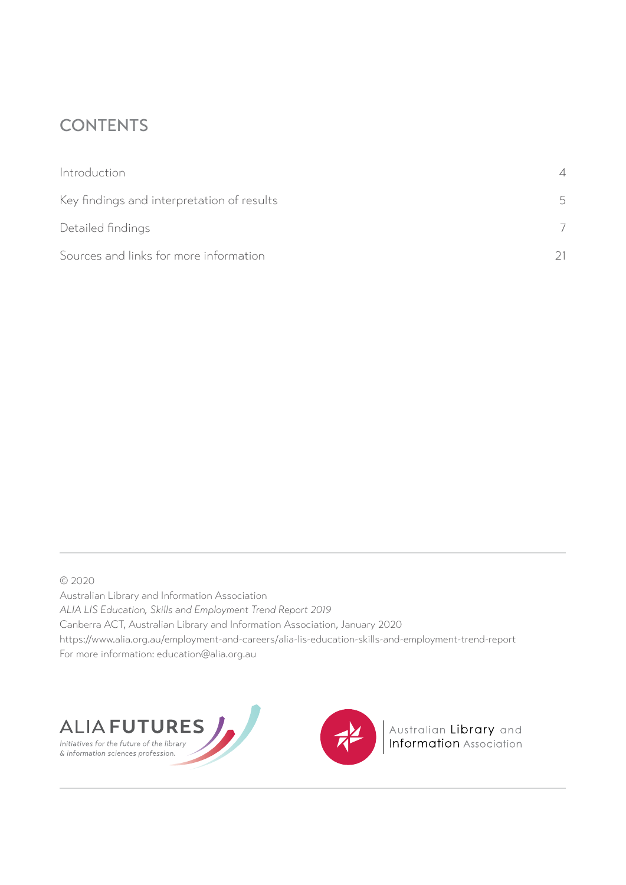# CONTENTS

| | |
|---|---|
| Introduction | 4 |
| Key findings and interpretation of results | 5 |
| Detailed findings | 7 |
| Sources and links for more information | 21 |

© 2020

Australian Library and Information Association

*ALIA LIS Education, Skills and Employment Trend Report 2019*

Canberra ACT, Australian Library and Information Association, January 2020

https://www.alia.org.au/employment-and-careers/alia-lis-education-skills-and-employment-trend-report

For more information: education@alia.org.au

ALIA FUTURES

*Initiatives for the future of the library & information sciences profession.*

Australian Library and Information Association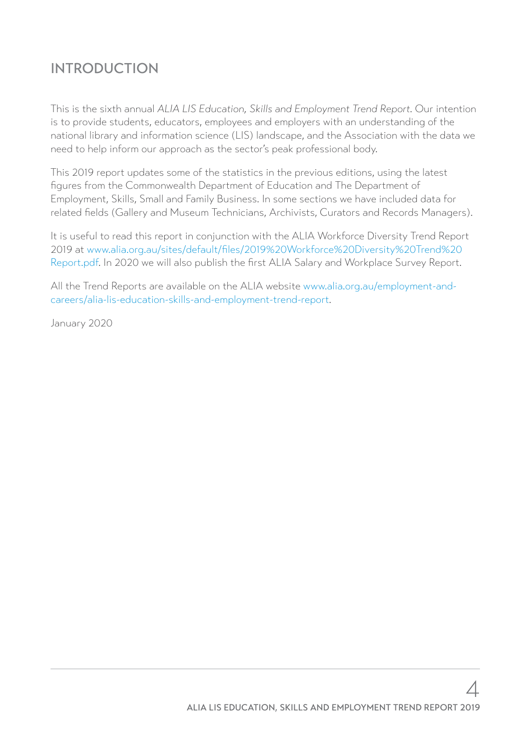# INTRODUCTION

This is the sixth annual *ALIA LIS Education, Skills and Employment Trend Report*. Our intention is to provide students, educators, employees and employers with an understanding of the national library and information science (LIS) landscape, and the Association with the data we need to help inform our approach as the sector's peak professional body.

This 2019 report updates some of the statistics in the previous editions, using the latest figures from the Commonwealth Department of Education and The Department of Employment, Skills, Small and Family Business. In some sections we have included data for related fields (Gallery and Museum Technicians, Archivists, Curators and Records Managers).

It is useful to read this report in conjunction with the ALIA Workforce Diversity Trend Report 2019 at www.alia.org.au/sites/default/files/2019%20Workforce%20Diversity%20Trend%20Report.pdf. In 2020 we will also publish the first ALIA Salary and Workplace Survey Report.

All the Trend Reports are available on the ALIA website www.alia.org.au/employment-and-careers/alia-lis-education-skills-and-employment-trend-report.

January 2020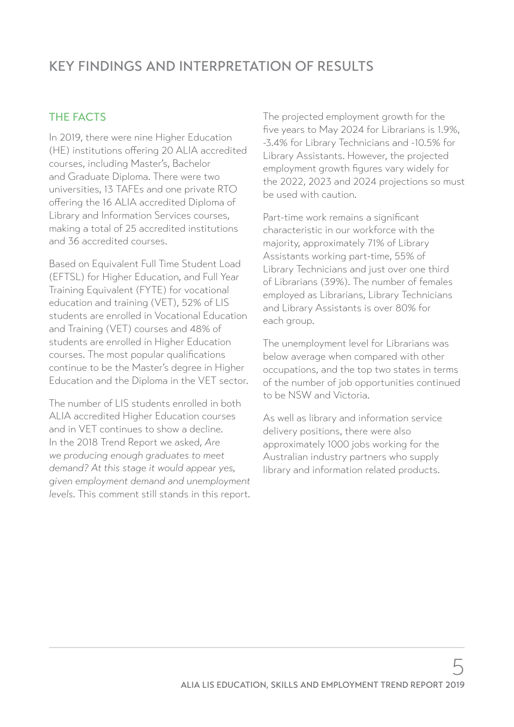# KEY FINDINGS AND INTERPRETATION OF RESULTS

## THE FACTS

In 2019, there were nine Higher Education (HE) institutions offering 20 ALIA accredited courses, including Master's, Bachelor and Graduate Diploma. There were two universities, 13 TAFEs and one private RTO offering the 16 ALIA accredited Diploma of Library and Information Services courses, making a total of 25 accredited institutions and 36 accredited courses.

Based on Equivalent Full Time Student Load (EFTSL) for Higher Education, and Full Year Training Equivalent (FYTE) for vocational education and training (VET), 52% of LIS students are enrolled in Vocational Education and Training (VET) courses and 48% of students are enrolled in Higher Education courses. The most popular qualifications continue to be the Master's degree in Higher Education and the Diploma in the VET sector.

The number of LIS students enrolled in both ALIA accredited Higher Education courses and in VET continues to show a decline. In the 2018 Trend Report we asked, *Are we producing enough graduates to meet demand? At this stage it would appear yes, given employment demand and unemployment levels*. This comment still stands in this report.

The projected employment growth for the five years to May 2024 for Librarians is 1.9%, -3.4% for Library Technicians and -10.5% for Library Assistants. However, the projected employment growth figures vary widely for the 2022, 2023 and 2024 projections so must be used with caution.

Part-time work remains a significant characteristic in our workforce with the majority, approximately 71% of Library Assistants working part-time, 55% of Library Technicians and just over one third of Librarians (39%). The number of females employed as Librarians, Library Technicians and Library Assistants is over 80% for each group.

The unemployment level for Librarians was below average when compared with other occupations, and the top two states in terms of the number of job opportunities continued to be NSW and Victoria.

As well as library and information service delivery positions, there were also approximately 1000 jobs working for the Australian industry partners who supply library and information related products.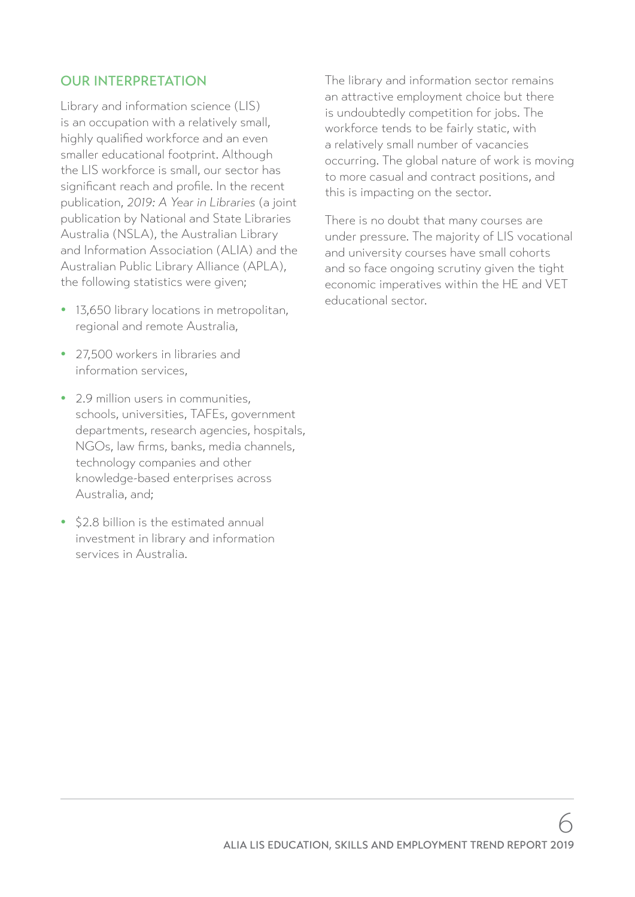## OUR INTERPRETATION

Library and information science (LIS) is an occupation with a relatively small, highly qualified workforce and an even smaller educational footprint. Although the LIS workforce is small, our sector has significant reach and profile. In the recent publication, *2019: A Year in Libraries* (a joint publication by National and State Libraries Australia (NSLA), the Australian Library and Information Association (ALIA) and the Australian Public Library Alliance (APLA), the following statistics were given;

- 13,650 library locations in metropolitan, regional and remote Australia,
- 27,500 workers in libraries and information services,
- 2.9 million users in communities, schools, universities, TAFEs, government departments, research agencies, hospitals, NGOs, law firms, banks, media channels, technology companies and other knowledge-based enterprises across Australia, and;
- $2.8 billion is the estimated annual investment in library and information services in Australia.

The library and information sector remains an attractive employment choice but there is undoubtedly competition for jobs. The workforce tends to be fairly static, with a relatively small number of vacancies occurring. The global nature of work is moving to more casual and contract positions, and this is impacting on the sector.

There is no doubt that many courses are under pressure. The majority of LIS vocational and university courses have small cohorts and so face ongoing scrutiny given the tight economic imperatives within the HE and VET educational sector.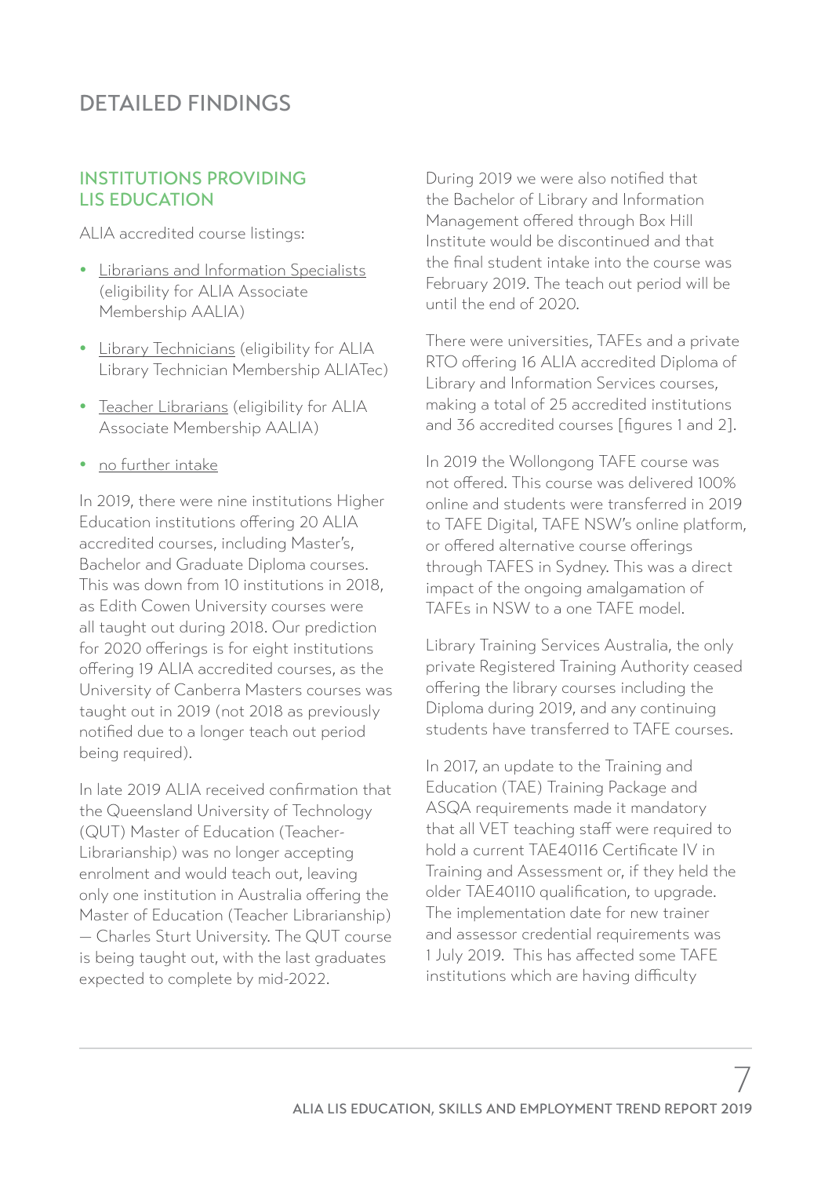# DETAILED FINDINGS

## INSTITUTIONS PROVIDING LIS EDUCATION

ALIA accredited course listings:

- Librarians and Information Specialists (eligibility for ALIA Associate Membership AALIA)
- Library Technicians (eligibility for ALIA Library Technician Membership ALIATec)
- Teacher Librarians (eligibility for ALIA Associate Membership AALIA)
- no further intake

In 2019, there were nine institutions Higher Education institutions offering 20 ALIA accredited courses, including Master's, Bachelor and Graduate Diploma courses. This was down from 10 institutions in 2018, as Edith Cowen University courses were all taught out during 2018. Our prediction for 2020 offerings is for eight institutions offering 19 ALIA accredited courses, as the University of Canberra Masters courses was taught out in 2019 (not 2018 as previously notified due to a longer teach out period being required).

In late 2019 ALIA received confirmation that the Queensland University of Technology (QUT) Master of Education (Teacher-Librarianship) was no longer accepting enrolment and would teach out, leaving only one institution in Australia offering the Master of Education (Teacher Librarianship) — Charles Sturt University. The QUT course is being taught out, with the last graduates expected to complete by mid-2022.

During 2019 we were also notified that the Bachelor of Library and Information Management offered through Box Hill Institute would be discontinued and that the final student intake into the course was February 2019. The teach out period will be until the end of 2020.

There were universities, TAFEs and a private RTO offering 16 ALIA accredited Diploma of Library and Information Services courses, making a total of 25 accredited institutions and 36 accredited courses [figures 1 and 2].

In 2019 the Wollongong TAFE course was not offered. This course was delivered 100% online and students were transferred in 2019 to TAFE Digital, TAFE NSW's online platform, or offered alternative course offerings through TAFES in Sydney. This was a direct impact of the ongoing amalgamation of TAFEs in NSW to a one TAFE model.

Library Training Services Australia, the only private Registered Training Authority ceased offering the library courses including the Diploma during 2019, and any continuing students have transferred to TAFE courses.

In 2017, an update to the Training and Education (TAE) Training Package and ASQA requirements made it mandatory that all VET teaching staff were required to hold a current TAE40116 Certificate IV in Training and Assessment or, if they held the older TAE40110 qualification, to upgrade. The implementation date for new trainer and assessor credential requirements was 1 July 2019. This has affected some TAFE institutions which are having difficulty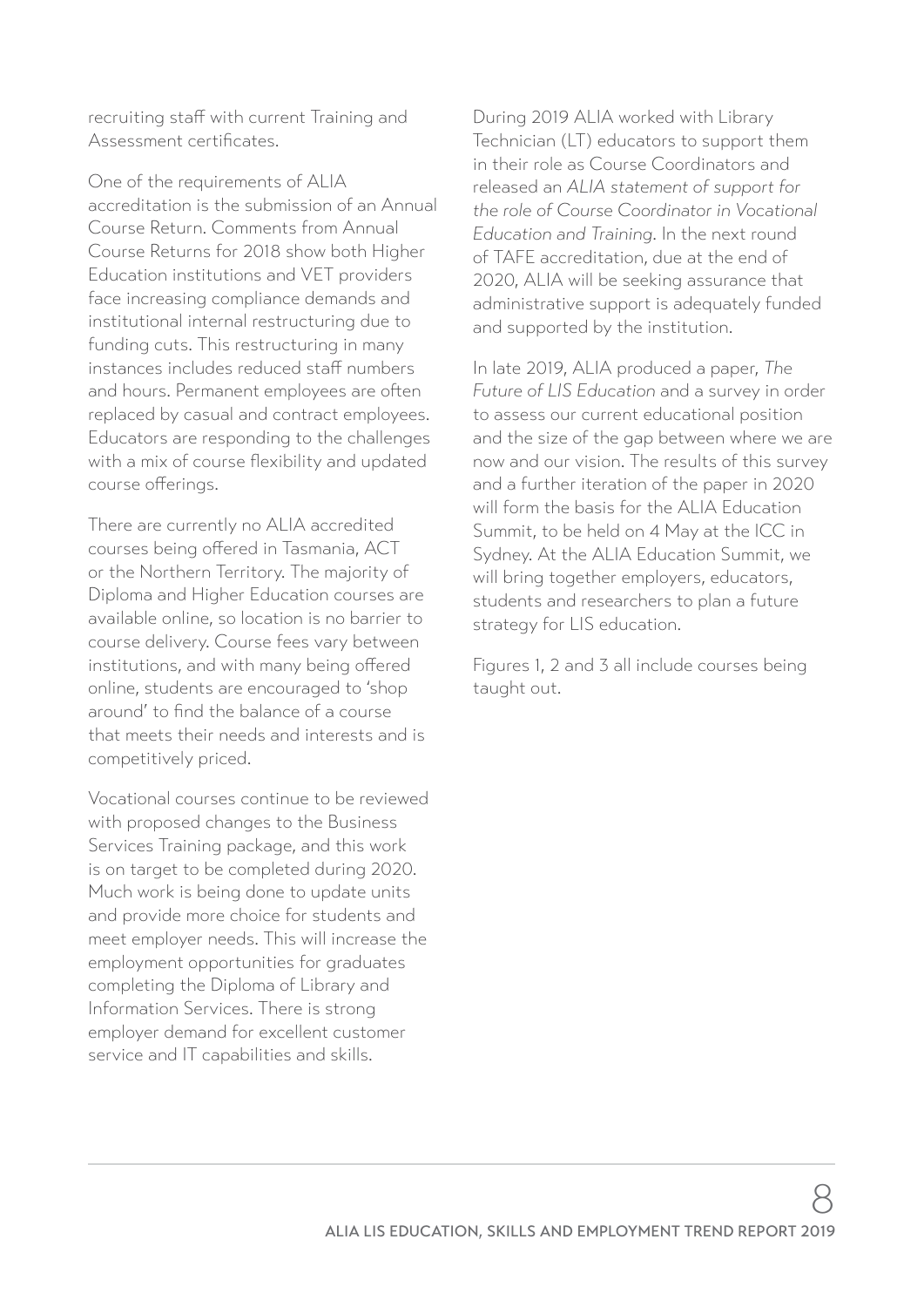recruiting staff with current Training and Assessment certificates.

One of the requirements of ALIA accreditation is the submission of an Annual Course Return. Comments from Annual Course Returns for 2018 show both Higher Education institutions and VET providers face increasing compliance demands and institutional internal restructuring due to funding cuts. This restructuring in many instances includes reduced staff numbers and hours. Permanent employees are often replaced by casual and contract employees. Educators are responding to the challenges with a mix of course flexibility and updated course offerings.

There are currently no ALIA accredited courses being offered in Tasmania, ACT or the Northern Territory. The majority of Diploma and Higher Education courses are available online, so location is no barrier to course delivery. Course fees vary between institutions, and with many being offered online, students are encouraged to 'shop around' to find the balance of a course that meets their needs and interests and is competitively priced.

Vocational courses continue to be reviewed with proposed changes to the Business Services Training package, and this work is on target to be completed during 2020. Much work is being done to update units and provide more choice for students and meet employer needs. This will increase the employment opportunities for graduates completing the Diploma of Library and Information Services. There is strong employer demand for excellent customer service and IT capabilities and skills.

During 2019 ALIA worked with Library Technician (LT) educators to support them in their role as Course Coordinators and released an *ALIA statement of support for the role of Course Coordinator in Vocational Education and Training*. In the next round of TAFE accreditation, due at the end of 2020, ALIA will be seeking assurance that administrative support is adequately funded and supported by the institution.

In late 2019, ALIA produced a paper, *The Future of LIS Education* and a survey in order to assess our current educational position and the size of the gap between where we are now and our vision. The results of this survey and a further iteration of the paper in 2020 will form the basis for the ALIA Education Summit, to be held on 4 May at the ICC in Sydney. At the ALIA Education Summit, we will bring together employers, educators, students and researchers to plan a future strategy for LIS education.

Figures 1, 2 and 3 all include courses being taught out.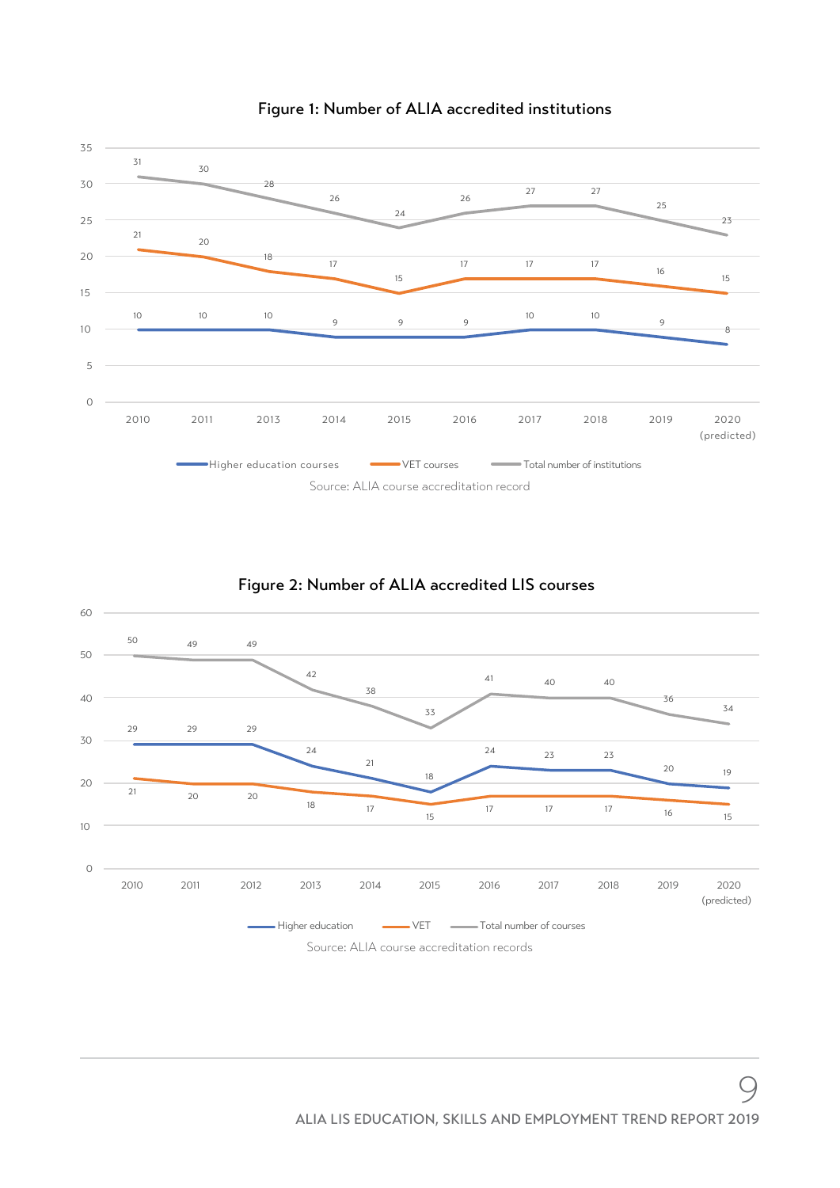**Figure 1: Number of ALIA accredited institutions**

| Year | Higher education courses | VET courses | Total number of institutions |
|---|---|---|---|
| 2010 | 10 | 21 | 31 |
| 2011 | 10 | 20 | 30 |
| 2013 | 10 | 18 | 28 |
| 2014 | 9 | 17 | 26 |
| 2015 | 9 | 15 | 24 |
| 2016 | 9 | 17 | 26 |
| 2017 | 10 | 17 | 27 |
| 2018 | 10 | 17 | 27 |
| 2019 | 9 | 16 | 25 |
| 2020 (predicted) | 8 | 15 | 23 |

Source: ALIA course accreditation record

**Figure 2: Number of ALIA accredited LIS courses**

| Year | Higher education | VET | Total number of courses |
|---|---|---|---|
| 2010 | 29 | 21 | 50 |
| 2011 | 29 | 20 | 49 |
| 2012 | 29 | 20 | 49 |
| 2013 | 24 | 18 | 42 |
| 2014 | 21 | 17 | 38 |
| 2015 | 18 | 15 | 33 |
| 2016 | 24 | 17 | 41 |
| 2017 | 23 | 17 | 40 |
| 2018 | 23 | 17 | 40 |
| 2019 | 20 | 16 | 36 |
| 2020 (predicted) | 19 | 15 | 34 |

Source: ALIA course accreditation records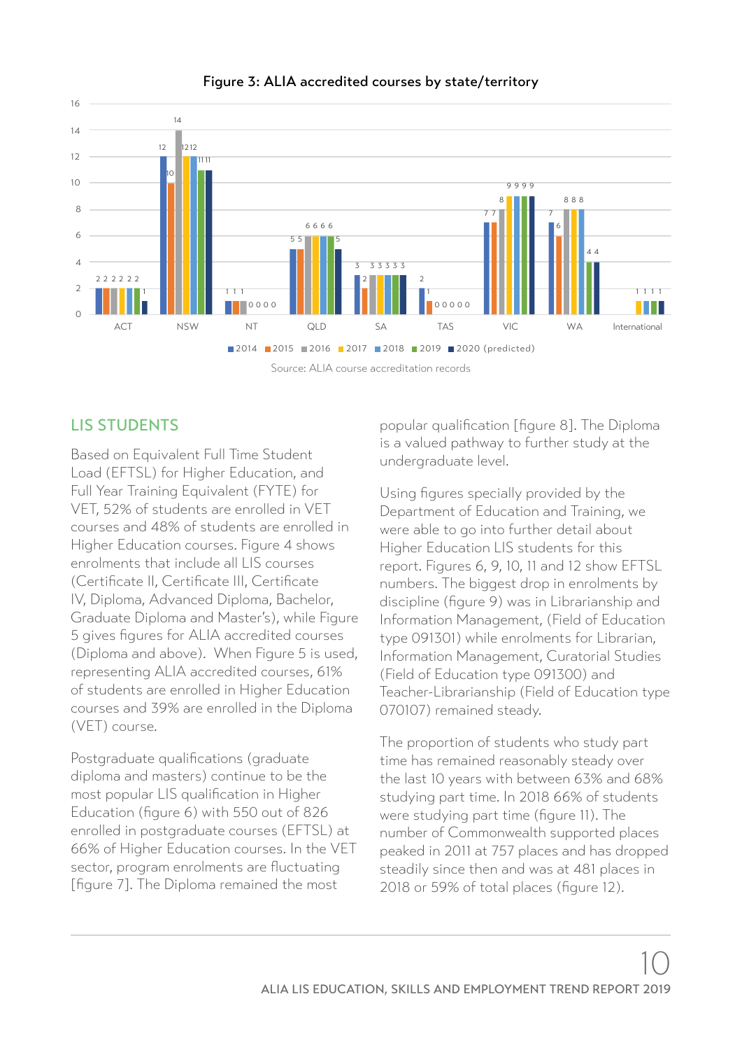**Figure 3: ALIA accredited courses by state/territory**

| | 2014 | 2015 | 2016 | 2017 | 2018 | 2019 | 2020 (predicted) |
|---|---|---|---|---|---|---|---|
| ACT | 2 | 2 | 2 | 2 | 2 | 2 | 1 |
| NSW | 12 | 10 | 14 | 12 | 12 | 11 | 11 |
| NT | 1 | 1 | 1 | 0 | 0 | 0 | 0 |
| QLD | 5 | 5 | 6 | 6 | 6 | 6 | 5 |
| SA | 3 | 2 | 3 | 3 | 3 | 3 | 3 |
| TAS | 2 | 1 | 0 | 0 | 0 | 0 | 0 |
| VIC | 7 | 7 | 8 | 9 | 9 | 9 | 9 |
| WA | 7 | 6 | 8 | 8 | 8 | 4 | 4 |
| International | | | | 1 | 1 | 1 | 1 |

Source: ALIA course accreditation records

## LIS STUDENTS

Based on Equivalent Full Time Student Load (EFTSL) for Higher Education, and Full Year Training Equivalent (FYTE) for VET, 52% of students are enrolled in VET courses and 48% of students are enrolled in Higher Education courses. Figure 4 shows enrolments that include all LIS courses (Certificate II, Certificate III, Certificate IV, Diploma, Advanced Diploma, Bachelor, Graduate Diploma and Master's), while Figure 5 gives figures for ALIA accredited courses (Diploma and above). When Figure 5 is used, representing ALIA accredited courses, 61% of students are enrolled in Higher Education courses and 39% are enrolled in the Diploma (VET) course.

Postgraduate qualifications (graduate diploma and masters) continue to be the most popular LIS qualification in Higher Education (figure 6) with 550 out of 826 enrolled in postgraduate courses (EFTSL) at 66% of Higher Education courses. In the VET sector, program enrolments are fluctuating [figure 7]. The Diploma remained the most popular qualification [figure 8]. The Diploma is a valued pathway to further study at the undergraduate level.

Using figures specially provided by the Department of Education and Training, we were able to go into further detail about Higher Education LIS students for this report. Figures 6, 9, 10, 11 and 12 show EFTSL numbers. The biggest drop in enrolments by discipline (figure 9) was in Librarianship and Information Management, (Field of Education type 091301) while enrolments for Librarian, Information Management, Curatorial Studies (Field of Education type 091300) and Teacher-Librarianship (Field of Education type 070107) remained steady.

The proportion of students who study part time has remained reasonably steady over the last 10 years with between 63% and 68% studying part time. In 2018 66% of students were studying part time (figure 11). The number of Commonwealth supported places peaked in 2011 at 757 places and has dropped steadily since then and was at 481 places in 2018 or 59% of total places (figure 12).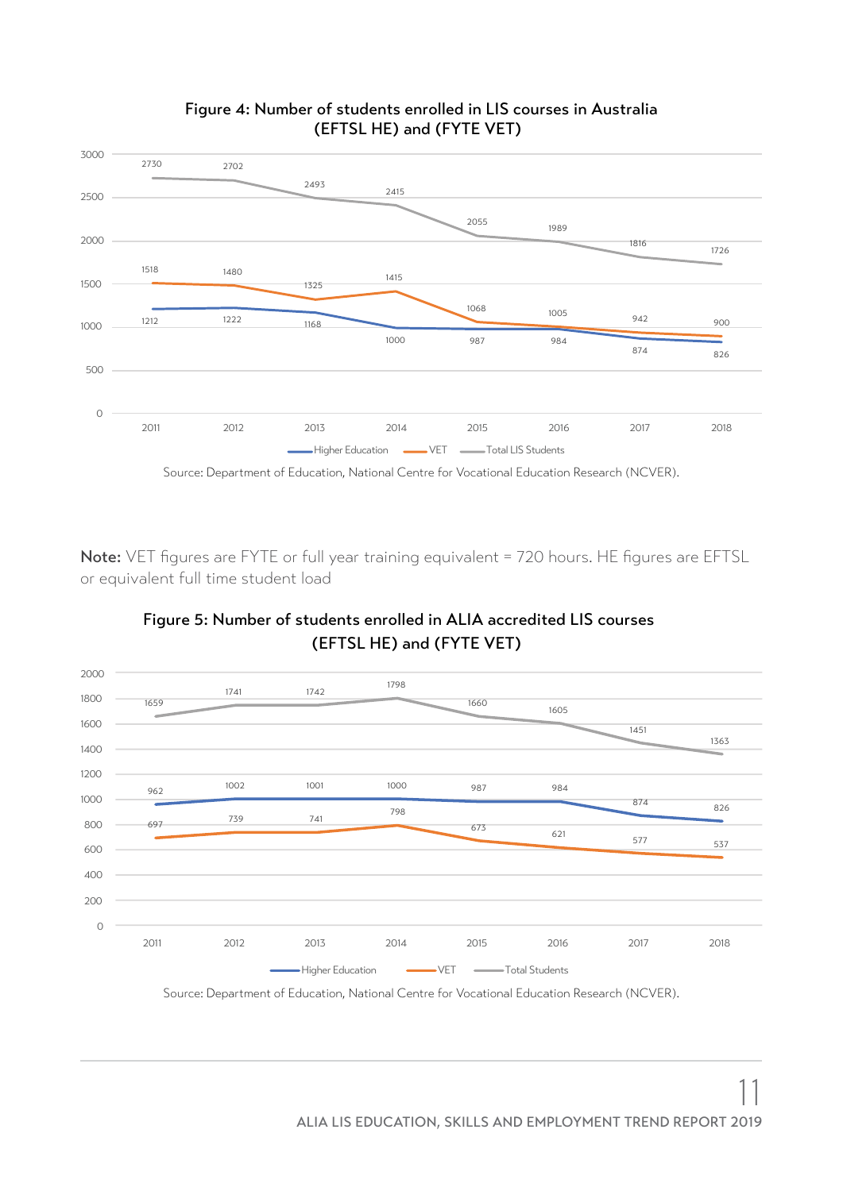**Figure 4: Number of students enrolled in LIS courses in Australia (EFTSL HE) and (FYTE VET)**

| Year | Higher Education | VET | Total LIS Students |
|---|---|---|---|
| 2011 | 1212 | 1518 | 2730 |
| 2012 | 1222 | 1480 | 2702 |
| 2013 | 1168 | 1325 | 2493 |
| 2014 | 1000 | 1415 | 2415 |
| 2015 | 987 | 1068 | 2055 |
| 2016 | 984 | 1005 | 1989 |
| 2017 | 874 | 942 | 1816 |
| 2018 | 826 | 900 | 1726 |

Source: Department of Education, National Centre for Vocational Education Research (NCVER).

**Note:** VET figures are FYTE or full year training equivalent = 720 hours. HE figures are EFTSL or equivalent full time student load

**Figure 5: Number of students enrolled in ALIA accredited LIS courses (EFTSL HE) and (FYTE VET)**

| Year | Higher Education | VET | Total Students |
|---|---|---|---|
| 2011 | 962 | 697 | 1659 |
| 2012 | 1002 | 739 | 1741 |
| 2013 | 1001 | 741 | 1742 |
| 2014 | 1000 | 798 | 1798 |
| 2015 | 987 | 673 | 1660 |
| 2016 | 984 | 621 | 1605 |
| 2017 | 874 | 577 | 1451 |
| 2018 | 826 | 537 | 1363 |

Source: Department of Education, National Centre for Vocational Education Research (NCVER).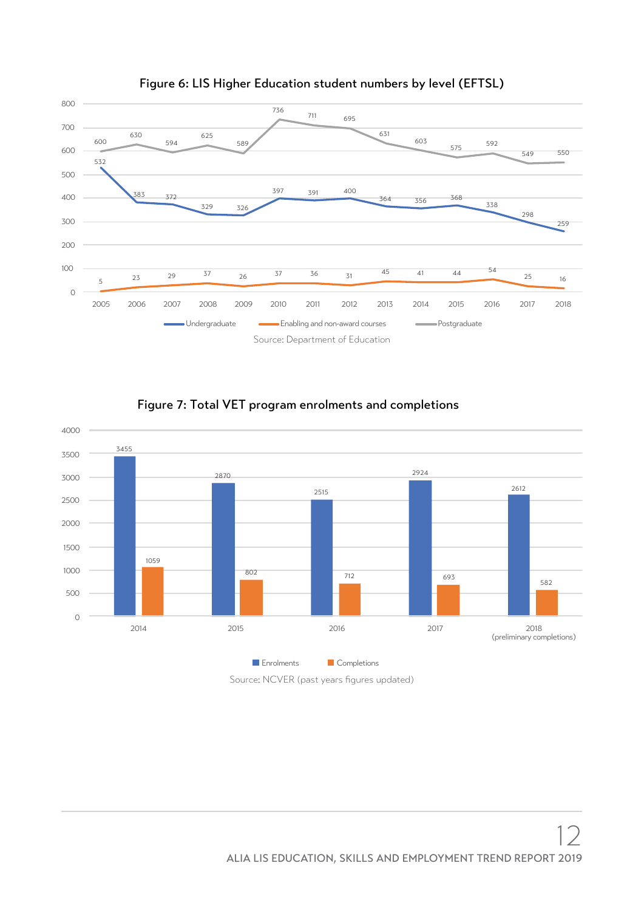**Figure 6: LIS Higher Education student numbers by level (EFTSL)**

| Year | Undergraduate | Enabling and non-award courses | Postgraduate |
|---|---|---|---|
| 2005 | 532 | 5 | 600 |
| 2006 | 383 | 23 | 630 |
| 2007 | 372 | 29 | 594 |
| 2008 | 329 | 37 | 625 |
| 2009 | 326 | 26 | 589 |
| 2010 | 397 | 37 | 736 |
| 2011 | 391 | 36 | 711 |
| 2012 | 400 | 31 | 695 |
| 2013 | 364 | 45 | 631 |
| 2014 | 356 | 41 | 603 |
| 2015 | 368 | 44 | 575 |
| 2016 | 338 | 54 | 592 |
| 2017 | 298 | 25 | 549 |
| 2018 | 259 | 16 | 550 |

Source: Department of Education

**Figure 7: Total VET program enrolments and completions**

| Year | Enrolments | Completions |
|---|---|---|
| 2014 | 3455 | 1059 |
| 2015 | 2870 | 802 |
| 2016 | 2515 | 712 |
| 2017 | 2924 | 693 |
| 2018 (preliminary completions) | 2612 | 582 |

Source: NCVER (past years figures updated)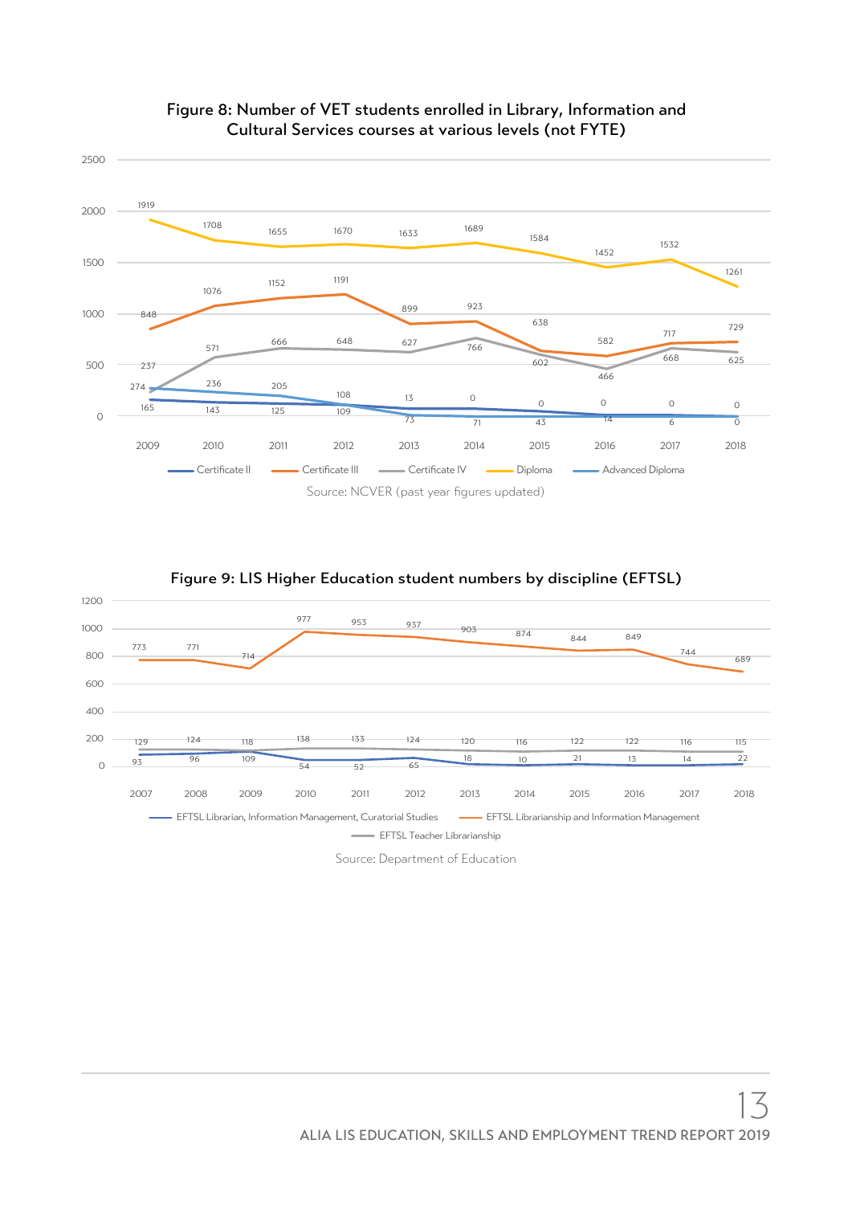## Figure 8: Number of VET students enrolled in Library, Information and Cultural Services courses at various levels (not FYTE)

| Year | Certificate II | Certificate III | Certificate IV | Diploma | Advanced Diploma |
|---|---|---|---|---|---|
| 2009 | 165 | 848 | 237 | 1919 | 274 |
| 2010 | 143 | 1076 | 571 | 1708 | 236 |
| 2011 | 125 | 1152 | 666 | 1655 | 205 |
| 2012 | 109 | 1191 | 648 | 1670 | 108 |
| 2013 | 73 | 899 | 627 | 1633 | 13 |
| 2014 | 71 | 923 | 766 | 1689 | 0 |
| 2015 | 43 | 638 | 602 | 1584 | 0 |
| 2016 | 14 | 582 | 466 | 1452 | 0 |
| 2017 | 6 | 717 | 668 | 1532 | 0 |
| 2018 | 0 | 729 | 625 | 1261 | 0 |

Source: NCVER (past year figures updated)

## Figure 9: LIS Higher Education student numbers by discipline (EFTSL)

| Year | EFTSL Librarian, Information Management, Curatorial Studies | EFTSL Librarianship and Information Management | EFTSL Teacher Librarianship |
|---|---|---|---|
| 2007 | 93 | 773 | 129 |
| 2008 | 96 | 771 | 124 |
| 2009 | 109 | 714 | 118 |
| 2010 | 54 | 977 | 138 |
| 2011 | 52 | 953 | 133 |
| 2012 | 65 | 937 | 124 |
| 2013 | 18 | 903 | 120 |
| 2014 | 10 | 874 | 116 |
| 2015 | 21 | 844 | 122 |
| 2016 | 13 | 849 | 122 |
| 2017 | 14 | 744 | 116 |
| 2018 | 22 | 689 | 115 |

Source: Department of Education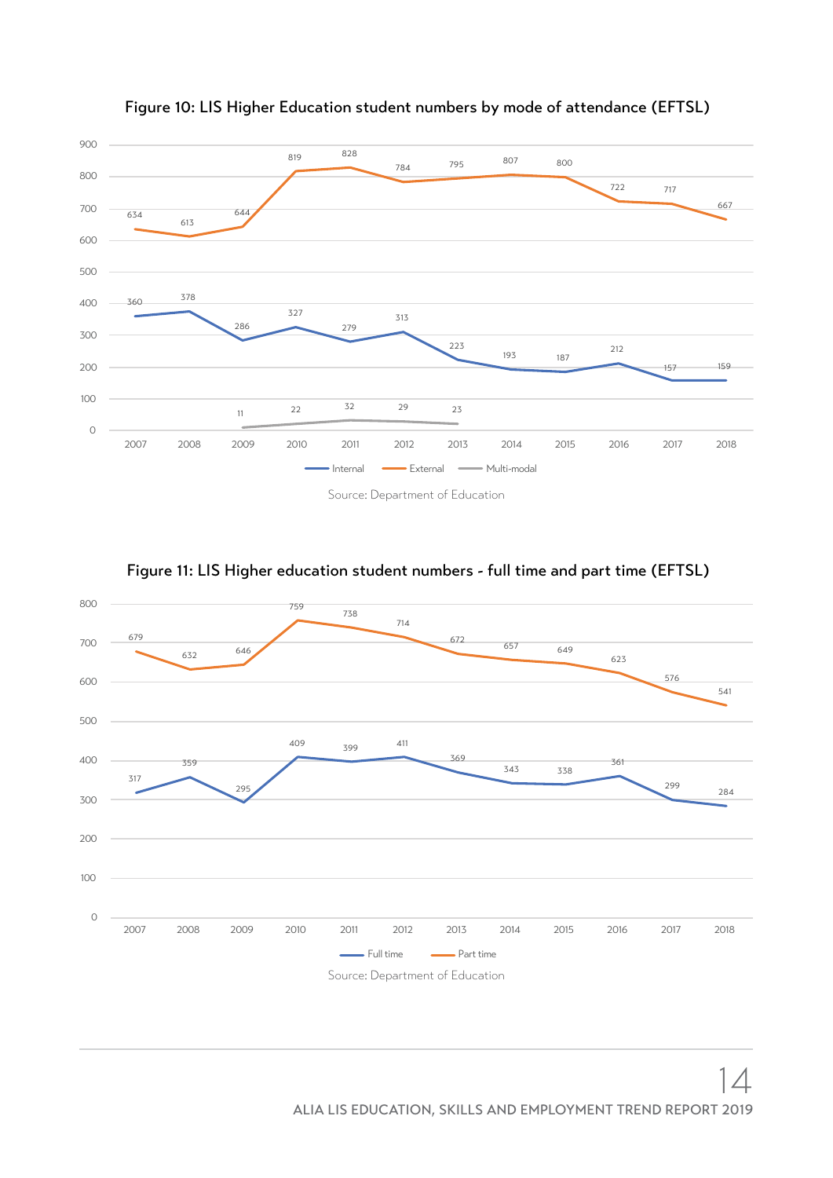**Figure 10: LIS Higher Education student numbers by mode of attendance (EFTSL)**

| Year | Internal | External | Multi-modal |
|---|---|---|---|
| 2007 | 360 | 634 | |
| 2008 | 378 | 613 | |
| 2009 | 286 | 644 | 11 |
| 2010 | 327 | 819 | 22 |
| 2011 | 279 | 828 | 32 |
| 2012 | 313 | 784 | 29 |
| 2013 | 223 | 795 | 23 |
| 2014 | 193 | 807 | |
| 2015 | 187 | 800 | |
| 2016 | 212 | 722 | |
| 2017 | 157 | 717 | |
| 2018 | 159 | 667 | |

Source: Department of Education

**Figure 11: LIS Higher education student numbers - full time and part time (EFTSL)**

| Year | Full time | Part time |
|---|---|---|
| 2007 | 317 | 679 |
| 2008 | 359 | 632 |
| 2009 | 295 | 646 |
| 2010 | 409 | 759 |
| 2011 | 399 | 738 |
| 2012 | 411 | 714 |
| 2013 | 369 | 672 |
| 2014 | 343 | 657 |
| 2015 | 338 | 649 |
| 2016 | 361 | 623 |
| 2017 | 299 | 576 |
| 2018 | 284 | 541 |

Source: Department of Education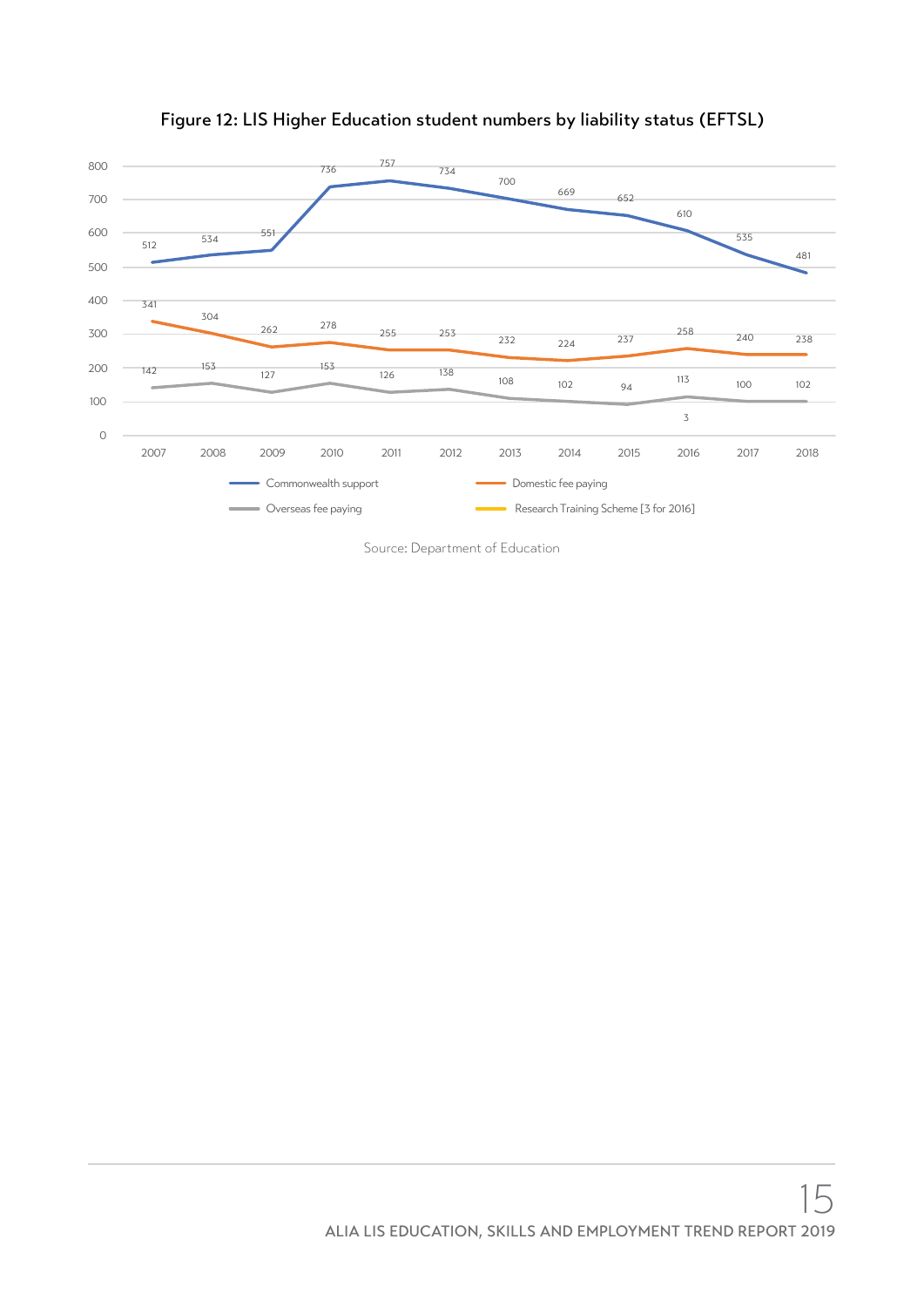**Figure 12: LIS Higher Education student numbers by liability status (EFTSL)**

| Year | Commonwealth support | Domestic fee paying | Overseas fee paying | Research Training Scheme [3 for 2016] |
|---|---|---|---|---|
| 2007 | 512 | 341 | 142 | |
| 2008 | 534 | 304 | 153 | |
| 2009 | 551 | 262 | 127 | |
| 2010 | 736 | 278 | 153 | |
| 2011 | 757 | 255 | 126 | |
| 2012 | 734 | 253 | 138 | |
| 2013 | 700 | 232 | 108 | |
| 2014 | 669 | 224 | 102 | |
| 2015 | 652 | 237 | 94 | |
| 2016 | 610 | 258 | 113 | 3 |
| 2017 | 535 | 240 | 100 | |
| 2018 | 481 | 238 | 102 | |

Source: Department of Education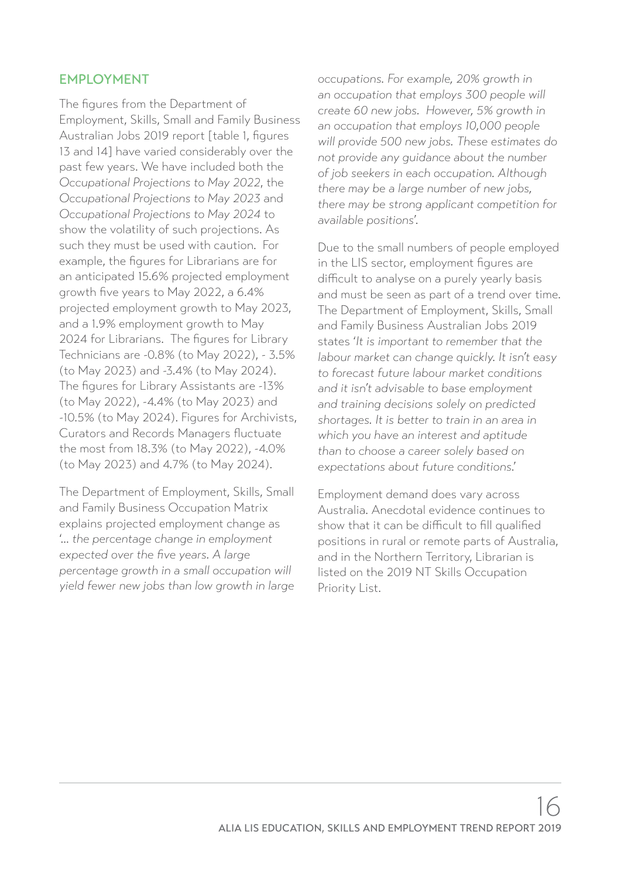## EMPLOYMENT

The figures from the Department of Employment, Skills, Small and Family Business Australian Jobs 2019 report [table 1, figures 13 and 14] have varied considerably over the past few years. We have included both the *Occupational Projections to May 2022*, the *Occupational Projections to May 2023* and *Occupational Projections to May 2024* to show the volatility of such projections. As such they must be used with caution. For example, the figures for Librarians are for an anticipated 15.6% projected employment growth five years to May 2022, a 6.4% projected employment growth to May 2023, and a 1.9% employment growth to May 2024 for Librarians. The figures for Library Technicians are -0.8% (to May 2022), - 3.5% (to May 2023) and -3.4% (to May 2024). The figures for Library Assistants are -13% (to May 2022), -4.4% (to May 2023) and -10.5% (to May 2024). Figures for Archivists, Curators and Records Managers fluctuate the most from 18.3% (to May 2022), -4.0% (to May 2023) and 4.7% (to May 2024).

The Department of Employment, Skills, Small and Family Business Occupation Matrix explains projected employment change as '*... the percentage change in employment expected over the five years. A large percentage growth in a small occupation will yield fewer new jobs than low growth in large occupations. For example, 20% growth in an occupation that employs 300 people will create 60 new jobs. However, 5% growth in an occupation that employs 10,000 people will provide 500 new jobs. These estimates do not provide any guidance about the number of job seekers in each occupation. Although there may be a large number of new jobs, there may be strong applicant competition for available positions*'.

Due to the small numbers of people employed in the LIS sector, employment figures are difficult to analyse on a purely yearly basis and must be seen as part of a trend over time. The Department of Employment, Skills, Small and Family Business Australian Jobs 2019 states '*It is important to remember that the labour market can change quickly. It isn't easy to forecast future labour market conditions and it isn't advisable to base employment and training decisions solely on predicted shortages. It is better to train in an area in which you have an interest and aptitude than to choose a career solely based on expectations about future conditions.*'

Employment demand does vary across Australia. Anecdotal evidence continues to show that it can be difficult to fill qualified positions in rural or remote parts of Australia, and in the Northern Territory, Librarian is listed on the 2019 NT Skills Occupation Priority List.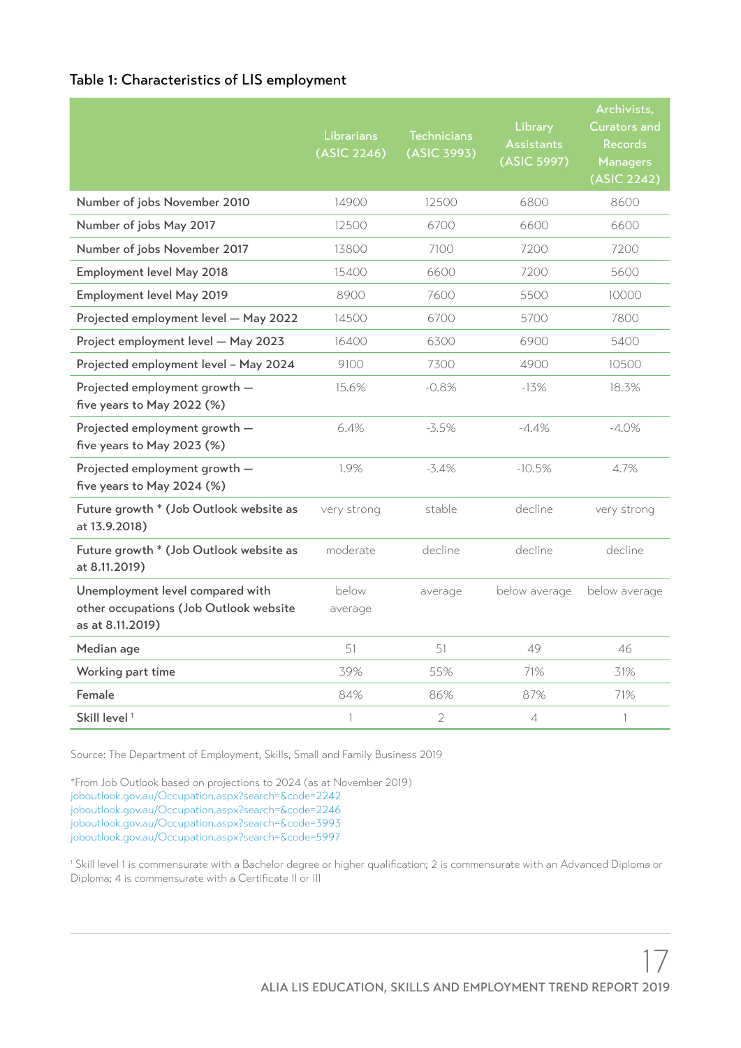**Table 1: Characteristics of LIS employment**

| | Librarians (ASIC 2246) | Technicians (ASIC 3993) | Library Assistants (ASIC 5997) | Archivists, Curators and Records Managers (ASIC 2242) |
|---|---|---|---|---|
| Number of jobs November 2010 | 14900 | 12500 | 6800 | 8600 |
| Number of jobs May 2017 | 12500 | 6700 | 6600 | 6600 |
| Number of jobs November 2017 | 13800 | 7100 | 7200 | 7200 |
| Employment level May 2018 | 15400 | 6600 | 7200 | 5600 |
| Employment level May 2019 | 8900 | 7600 | 5500 | 10000 |
| Projected employment level — May 2022 | 14500 | 6700 | 5700 | 7800 |
| Project employment level — May 2023 | 16400 | 6300 | 6900 | 5400 |
| Projected employment level – May 2024 | 9100 | 7300 | 4900 | 10500 |
| Projected employment growth — five years to May 2022 (%) | 15.6% | -0.8% | -13% | 18.3% |
| Projected employment growth — five years to May 2023 (%) | 6.4% | -3.5% | -4.4% | -4.0% |
| Projected employment growth — five years to May 2024 (%) | 1.9% | -3.4% | -10.5% | 4.7% |
| Future growth * (Job Outlook website as at 13.9.2018) | very strong | stable | decline | very strong |
| Future growth * (Job Outlook website as at 8.11.2019) | moderate | decline | decline | decline |
| Unemployment level compared with other occupations (Job Outlook website as at 8.11.2019) | below average | average | below average | below average |
| Median age | 51 | 51 | 49 | 46 |
| Working part time | 39% | 55% | 71% | 31% |
| Female | 84% | 86% | 87% | 71% |
| Skill level [1] | 1 | 2 | 4 | 1 |

Source: The Department of Employment, Skills, Small and Family Business 2019

*From Job Outlook based on projections to 2024 (as at November 2019)
joboutlook.gov.au/Occupation.aspx?search=&code=2242
joboutlook.gov.au/Occupation.aspx?search=&code=2246
joboutlook.gov.au/Occupation.aspx?search=&code=3993
joboutlook.gov.au/Occupation.aspx?search=&code=5997

[1] Skill level 1 is commensurate with a Bachelor degree or higher qualification; 2 is commensurate with an Advanced Diploma or Diploma; 4 is commensurate with a Certificate II or III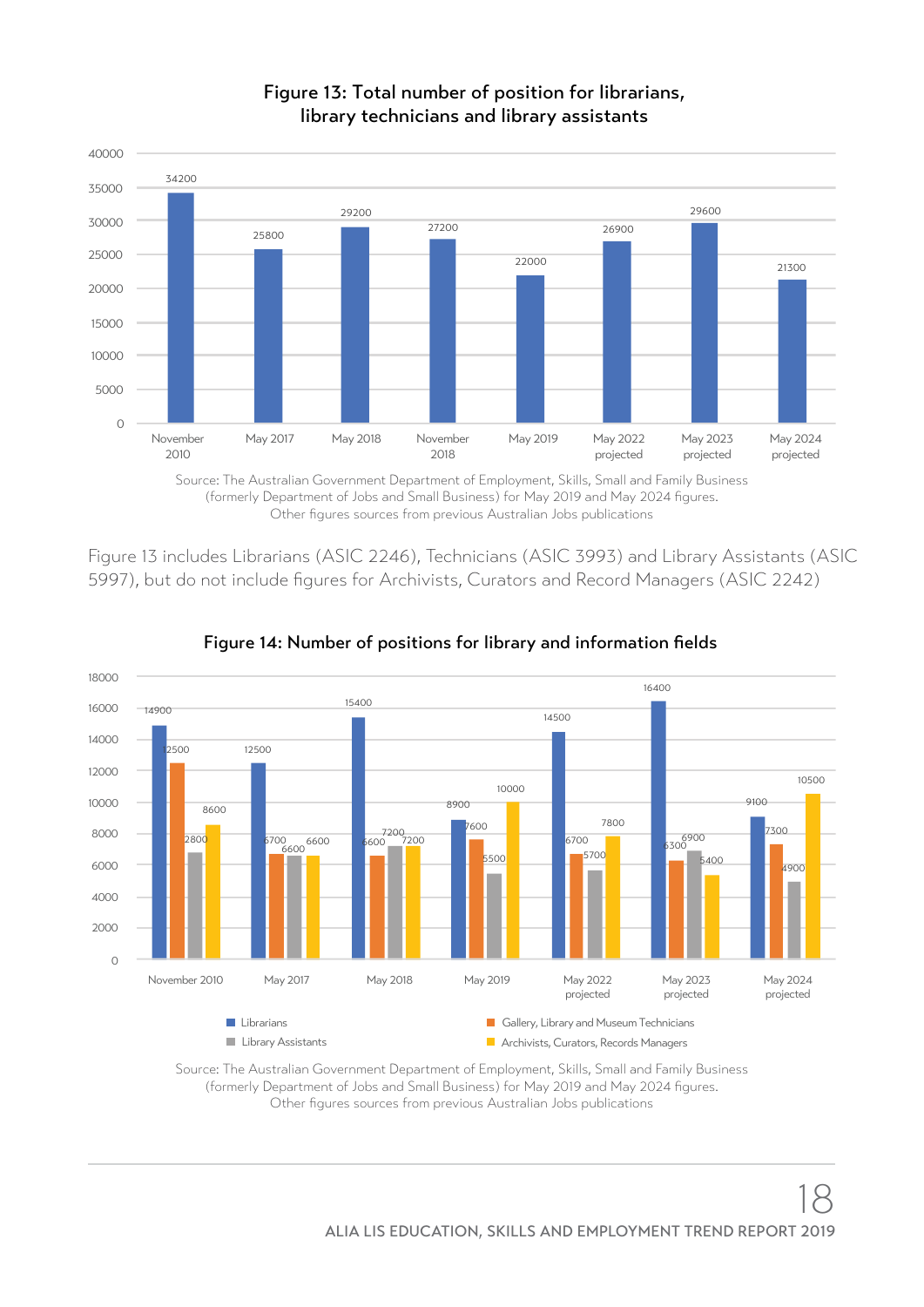## Figure 13: Total number of position for librarians, library technicians and library assistants

| Period | Total positions |
|---|---|
| November 2010 | 34200 |
| May 2017 | 25800 |
| May 2018 | 29200 |
| November 2018 | 27200 |
| May 2019 | 22000 |
| May 2022 projected | 26900 |
| May 2023 projected | 29600 |
| May 2024 projected | 21300 |

Source: The Australian Government Department of Employment, Skills, Small and Family Business (formerly Department of Jobs and Small Business) for May 2019 and May 2024 figures. Other figures sources from previous Australian Jobs publications

Figure 13 includes Librarians (ASIC 2246), Technicians (ASIC 3993) and Library Assistants (ASIC 5997), but do not include figures for Archivists, Curators and Record Managers (ASIC 2242)

## Figure 14: Number of positions for library and information fields

| Period | Librarians | Gallery, Library and Museum Technicians | Library Assistants | Archivists, Curators, Records Managers |
|---|---|---|---|---|
| November 2010 | 14900 | 12500 | 6800 | 8600 |
| May 2017 | 12500 | 6700 | 6600 | 6600 |
| May 2018 | 15400 | 6600 | 7200 | 7200 |
| May 2019 | 8900 | 7600 | 5500 | 10000 |
| May 2022 projected | 14500 | 6700 | 5700 | 7800 |
| May 2023 projected | 16400 | 6300 | 6900 | 5400 |
| May 2024 projected | 9100 | 7300 | 4900 | 10500 |

Source: The Australian Government Department of Employment, Skills, Small and Family Business (formerly Department of Jobs and Small Business) for May 2019 and May 2024 figures. Other figures sources from previous Australian Jobs publications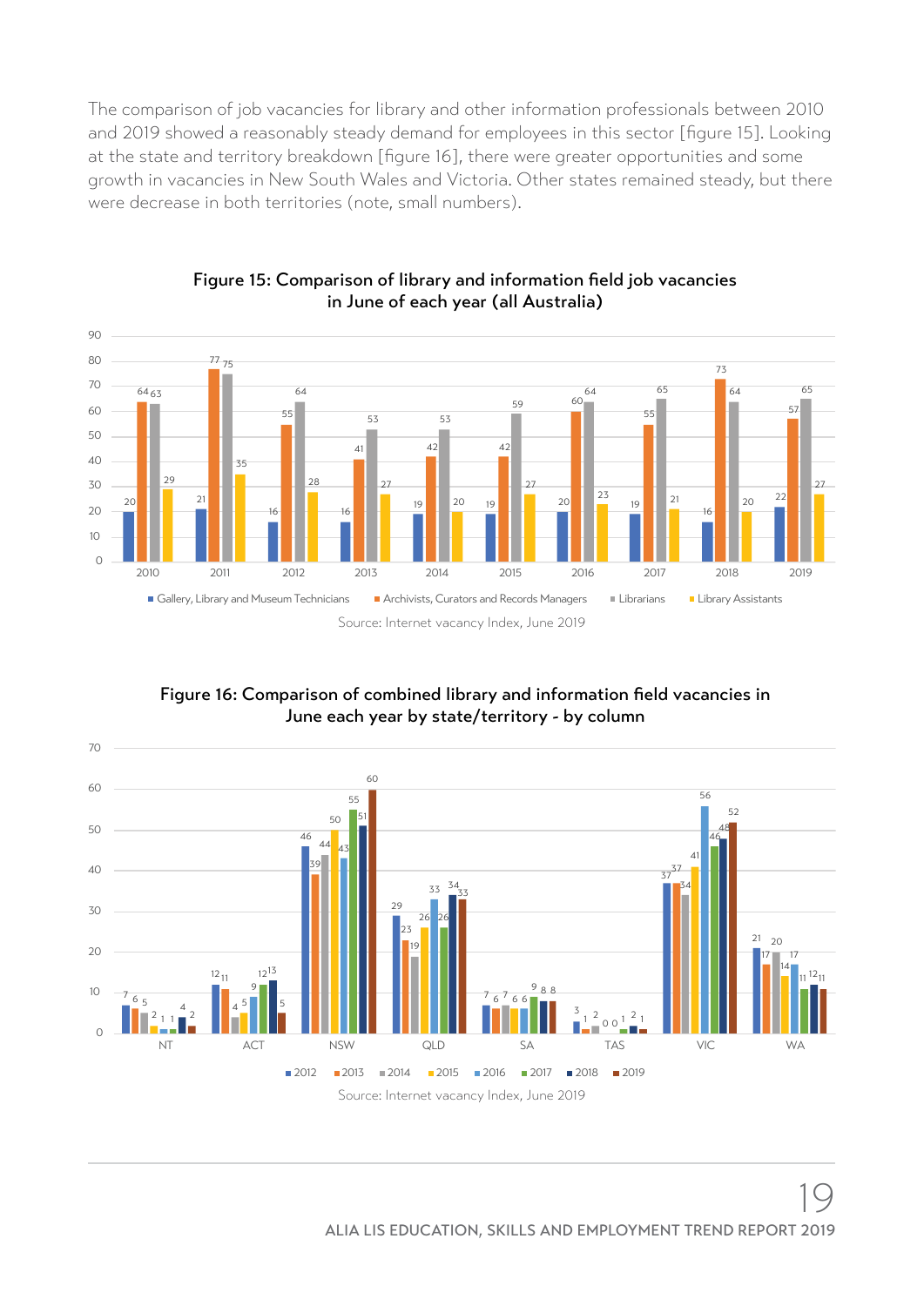The comparison of job vacancies for library and other information professionals between 2010 and 2019 showed a reasonably steady demand for employees in this sector [figure 15]. Looking at the state and territory breakdown [figure 16], there were greater opportunities and some growth in vacancies in New South Wales and Victoria. Other states remained steady, but there were decrease in both territories (note, small numbers).

**Figure 15: Comparison of library and information field job vacancies in June of each year (all Australia)**

| Year | Gallery, Library and Museum Technicians | Archivists, Curators and Records Managers | Librarians | Library Assistants |
|---|---|---|---|---|
| 2010 | 20 | 64 | 63 | 29 |
| 2011 | 21 | 77 | 75 | 35 |
| 2012 | 16 | 55 | 64 | 28 |
| 2013 | 16 | 41 | 53 | 27 |
| 2014 | 19 | 42 | 53 | 20 |
| 2015 | 19 | 42 | 59 | 27 |
| 2016 | 20 | 60 | 64 | 23 |
| 2017 | 19 | 55 | 65 | 21 |
| 2018 | 16 | 73 | 64 | 20 |
| 2019 | 22 | 57 | 65 | 27 |

Source: Internet vacancy Index, June 2019

**Figure 16: Comparison of combined library and information field vacancies in June each year by state/territory - by column**

| State/Territory | 2012 | 2013 | 2014 | 2015 | 2016 | 2017 | 2018 | 2019 |
|---|---|---|---|---|---|---|---|---|
| NT | 7 | 6 | 5 | 2 | 1 | 1 | 4 | 2 |
| ACT | 12 | 11 | 4 | 5 | 9 | 12 | 13 | 5 |
| NSW | 46 | 39 | 44 | 50 | 43 | 55 | 51 | 60 |
| QLD | 29 | 23 | 19 | 26 | 33 | 26 | 34 | 33 |
| SA | 7 | 6 | 7 | 6 | 6 | 9 | 8 | 8 |
| TAS | 3 | 1 | 2 | 0 | 0 | 1 | 2 | 1 |
| VIC | 37 | 37 | 34 | 41 | 56 | 46 | 48 | 52 |
| WA | 21 | 17 | 20 | 14 | 17 | 11 | 12 | 11 |

Source: Internet vacancy Index, June 2019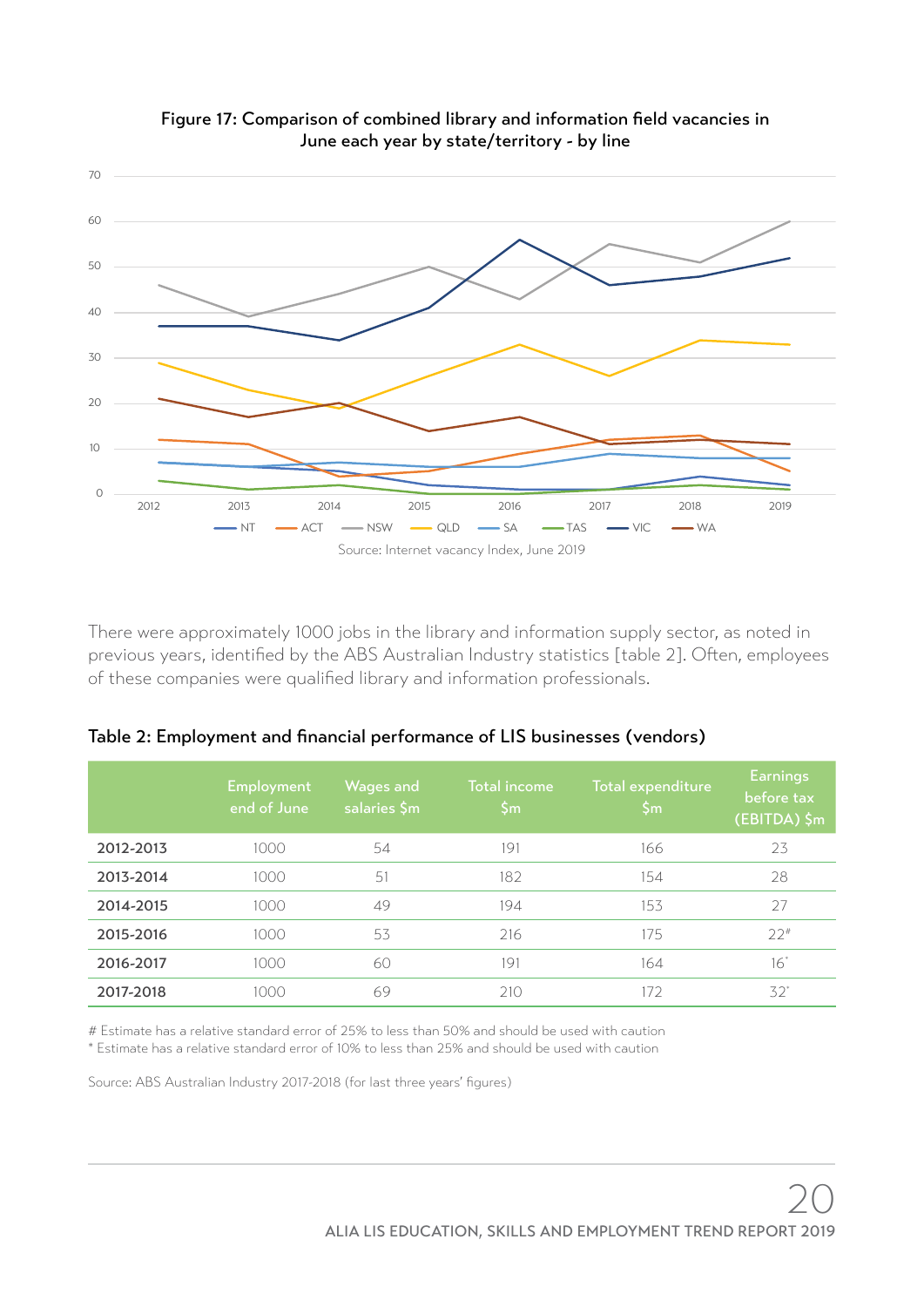**Figure 17: Comparison of combined library and information field vacancies in June each year by state/territory - by line**

Source: Internet vacancy Index, June 2019

There were approximately 1000 jobs in the library and information supply sector, as noted in previous years, identified by the ABS Australian Industry statistics [table 2]. Often, employees of these companies were qualified library and information professionals.

**Table 2: Employment and financial performance of LIS businesses (vendors)**

| | Employment end of June | Wages and salaries $m | Total income $m | Total expenditure $m | Earnings before tax (EBITDA) $m |
|---|---|---|---|---|---|
| **2012-2013** | 1000 | 54 | 191 | 166 | 23 |
| **2013-2014** | 1000 | 51 | 182 | 154 | 28 |
| **2014-2015** | 1000 | 49 | 194 | 153 | 27 |
| **2015-2016** | 1000 | 53 | 216 | 175 | 22# |
| **2016-2017** | 1000 | 60 | 191 | 164 | 16* |
| **2017-2018** | 1000 | 69 | 210 | 172 | 32* |

# Estimate has a relative standard error of 25% to less than 50% and should be used with caution
* Estimate has a relative standard error of 10% to less than 25% and should be used with caution

Source: ABS Australian Industry 2017-2018 (for last three years' figures)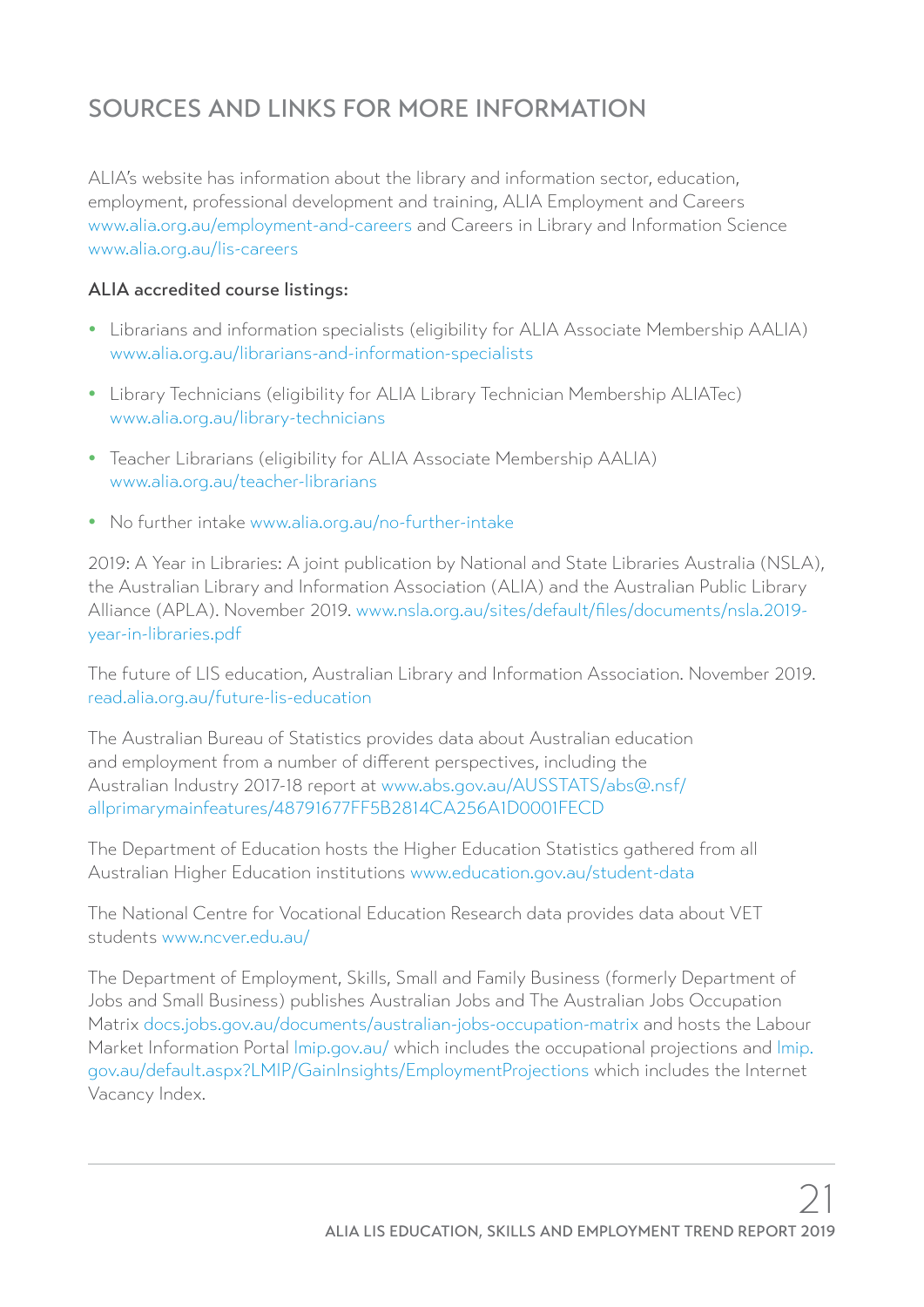## SOURCES AND LINKS FOR MORE INFORMATION

ALIA's website has information about the library and information sector, education, employment, professional development and training, ALIA Employment and Careers www.alia.org.au/employment-and-careers and Careers in Library and Information Science www.alia.org.au/lis-careers

**ALIA accredited course listings:**

- Librarians and information specialists (eligibility for ALIA Associate Membership AALIA) www.alia.org.au/librarians-and-information-specialists
- Library Technicians (eligibility for ALIA Library Technician Membership ALIATec) www.alia.org.au/library-technicians
- Teacher Librarians (eligibility for ALIA Associate Membership AALIA) www.alia.org.au/teacher-librarians
- No further intake www.alia.org.au/no-further-intake

2019: A Year in Libraries: A joint publication by National and State Libraries Australia (NSLA), the Australian Library and Information Association (ALIA) and the Australian Public Library Alliance (APLA). November 2019. www.nsla.org.au/sites/default/files/documents/nsla.2019-year-in-libraries.pdf

The future of LIS education, Australian Library and Information Association. November 2019. read.alia.org.au/future-lis-education

The Australian Bureau of Statistics provides data about Australian education and employment from a number of different perspectives, including the Australian Industry 2017-18 report at www.abs.gov.au/AUSSTATS/abs@.nsf/allprimarymainfeatures/48791677FF5B2814CA256A1D0001FECD

The Department of Education hosts the Higher Education Statistics gathered from all Australian Higher Education institutions www.education.gov.au/student-data

The National Centre for Vocational Education Research data provides data about VET students www.ncver.edu.au/

The Department of Employment, Skills, Small and Family Business (formerly Department of Jobs and Small Business) publishes Australian Jobs and The Australian Jobs Occupation Matrix docs.jobs.gov.au/documents/australian-jobs-occupation-matrix and hosts the Labour Market Information Portal lmip.gov.au/ which includes the occupational projections and lmip.gov.au/default.aspx?LMIP/GainInsights/EmploymentProjections which includes the Internet Vacancy Index.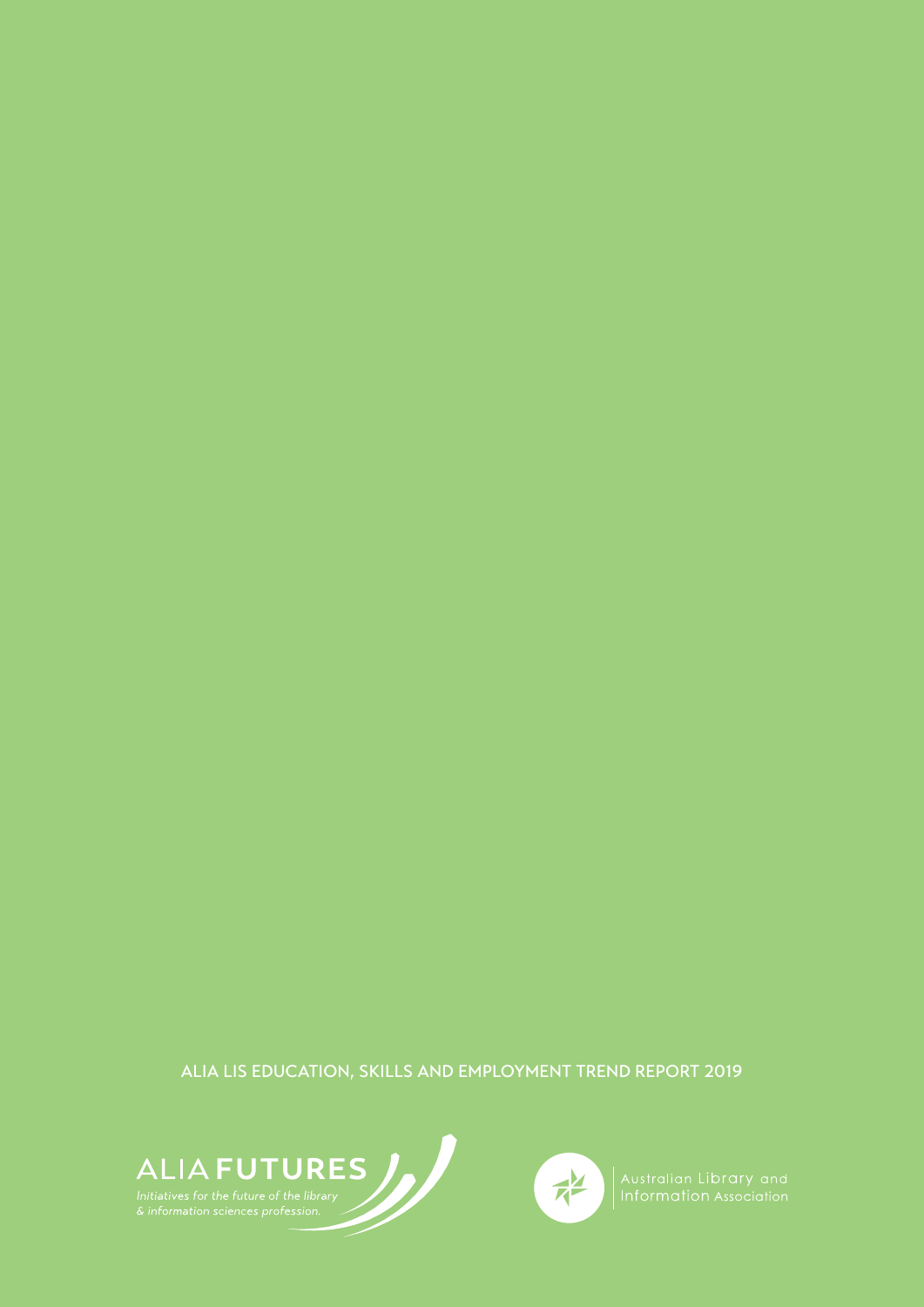ALIA LIS EDUCATION, SKILLS AND EMPLOYMENT TREND REPORT 2019

ALIA FUTURES

*Initiatives for the future of the library & information sciences profession.*

Australian Library and Information Association